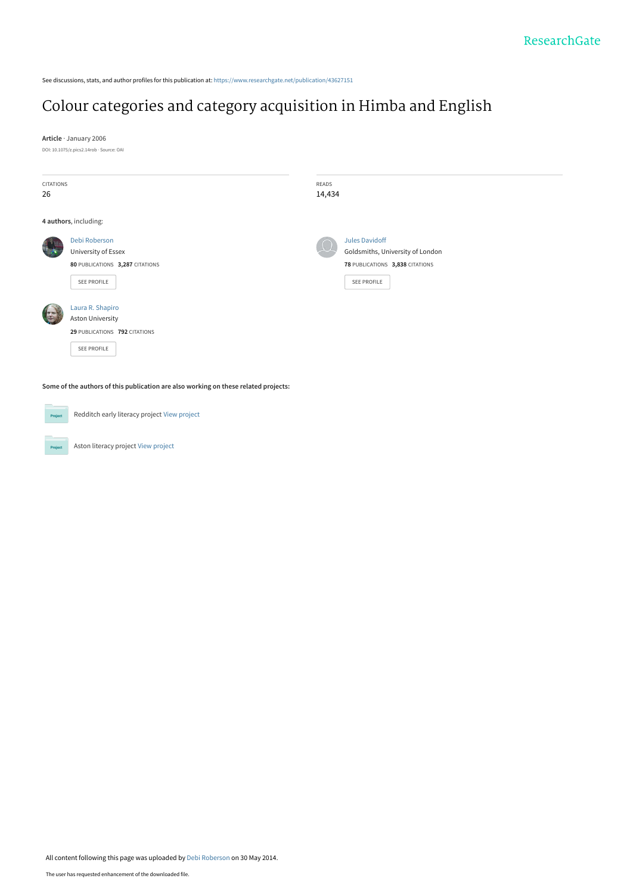See discussions, stats, and author profiles for this publication at: https://www.researchgate.net/publication/43627151

# Colour categories and category acquisition in Himba and English

**Article** · January 2006

DOI: 10.1075/z.pics2.14rob · Source: OAI

CITATIONS
26

READS
14,434

**4 authors**, including:

Debi Roberson
University of Essex
**80** PUBLICATIONS **3,287** CITATIONS

SEE PROFILE

Jules Davidoff
Goldsmiths, University of London
**78** PUBLICATIONS **3,838** CITATIONS

SEE PROFILE

Laura R. Shapiro
Aston University
**29** PUBLICATIONS **792** CITATIONS

SEE PROFILE

**Some of the authors of this publication are also working on these related projects:**

Redditch early literacy project View project

Aston literacy project View project

All content following this page was uploaded by Debi Roberson on 30 May 2014.

The user has requested enhancement of the downloaded file.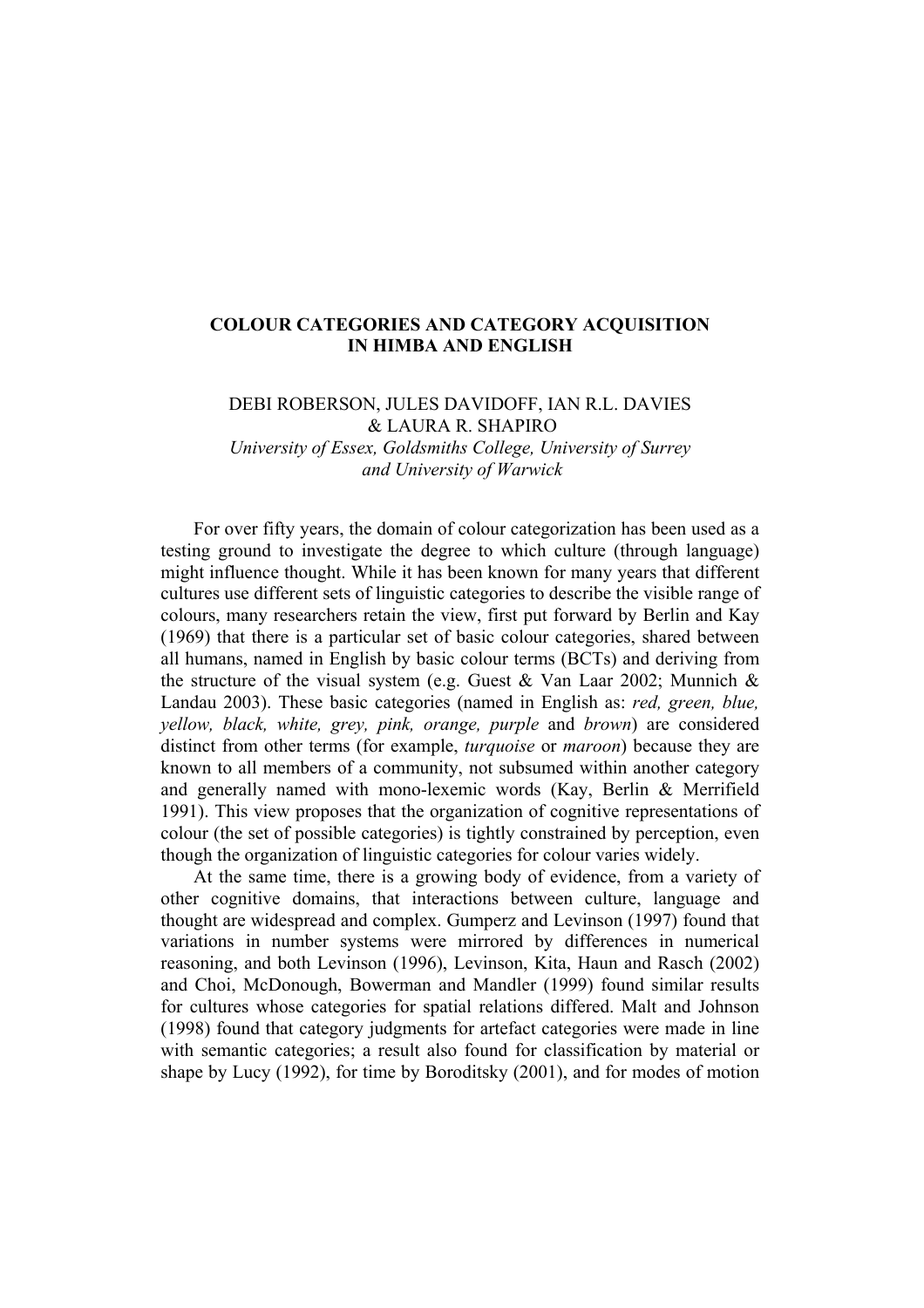**COLOUR CATEGORIES AND CATEGORY ACQUISITION IN HIMBA AND ENGLISH**

DEBI ROBERSON, JULES DAVIDOFF, IAN R.L. DAVIES & LAURA R. SHAPIRO

*University of Essex, Goldsmiths College, University of Surrey and University of Warwick*

For over fifty years, the domain of colour categorization has been used as a testing ground to investigate the degree to which culture (through language) might influence thought. While it has been known for many years that different cultures use different sets of linguistic categories to describe the visible range of colours, many researchers retain the view, first put forward by Berlin and Kay (1969) that there is a particular set of basic colour categories, shared between all humans, named in English by basic colour terms (BCTs) and deriving from the structure of the visual system (e.g. Guest & Van Laar 2002; Munnich & Landau 2003). These basic categories (named in English as: *red, green, blue, yellow, black, white, grey, pink, orange, purple* and *brown*) are considered distinct from other terms (for example, *turquoise* or *maroon*) because they are known to all members of a community, not subsumed within another category and generally named with mono-lexemic words (Kay, Berlin & Merrifield 1991). This view proposes that the organization of cognitive representations of colour (the set of possible categories) is tightly constrained by perception, even though the organization of linguistic categories for colour varies widely.

At the same time, there is a growing body of evidence, from a variety of other cognitive domains, that interactions between culture, language and thought are widespread and complex. Gumperz and Levinson (1997) found that variations in number systems were mirrored by differences in numerical reasoning, and both Levinson (1996), Levinson, Kita, Haun and Rasch (2002) and Choi, McDonough, Bowerman and Mandler (1999) found similar results for cultures whose categories for spatial relations differed. Malt and Johnson (1998) found that category judgments for artefact categories were made in line with semantic categories; a result also found for classification by material or shape by Lucy (1992), for time by Boroditsky (2001), and for modes of motion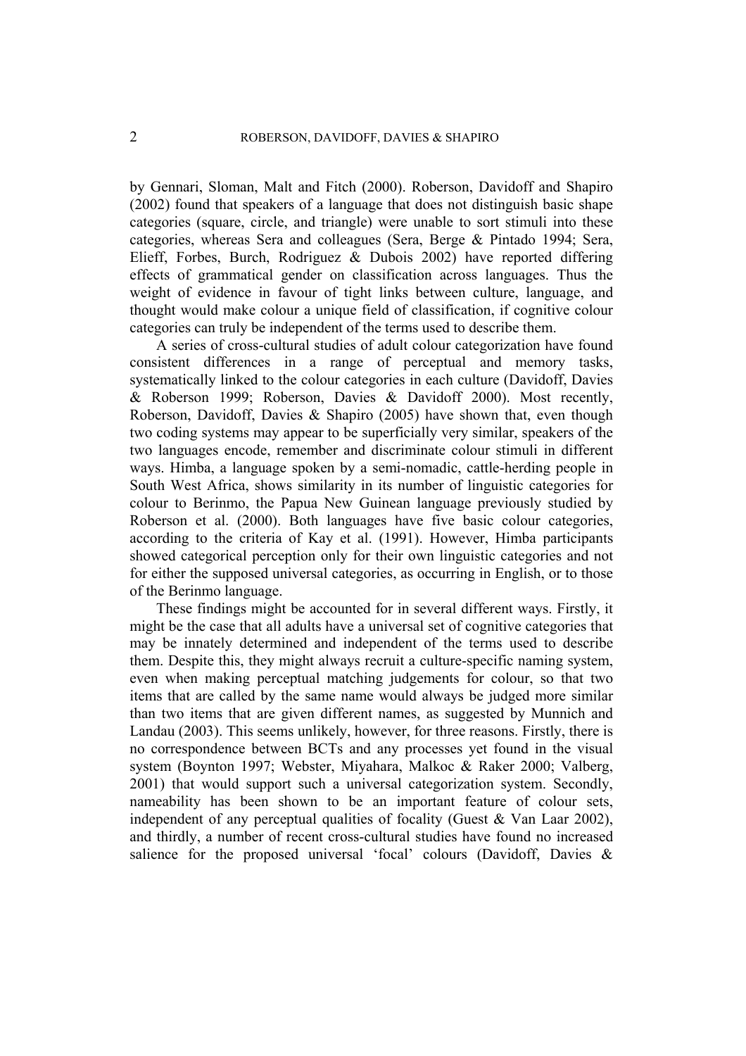by Gennari, Sloman, Malt and Fitch (2000). Roberson, Davidoff and Shapiro (2002) found that speakers of a language that does not distinguish basic shape categories (square, circle, and triangle) were unable to sort stimuli into these categories, whereas Sera and colleagues (Sera, Berge & Pintado 1994; Sera, Elieff, Forbes, Burch, Rodriguez & Dubois 2002) have reported differing effects of grammatical gender on classification across languages. Thus the weight of evidence in favour of tight links between culture, language, and thought would make colour a unique field of classification, if cognitive colour categories can truly be independent of the terms used to describe them.

A series of cross-cultural studies of adult colour categorization have found consistent differences in a range of perceptual and memory tasks, systematically linked to the colour categories in each culture (Davidoff, Davies & Roberson 1999; Roberson, Davies & Davidoff 2000). Most recently, Roberson, Davidoff, Davies & Shapiro (2005) have shown that, even though two coding systems may appear to be superficially very similar, speakers of the two languages encode, remember and discriminate colour stimuli in different ways. Himba, a language spoken by a semi-nomadic, cattle-herding people in South West Africa, shows similarity in its number of linguistic categories for colour to Berinmo, the Papua New Guinean language previously studied by Roberson et al. (2000). Both languages have five basic colour categories, according to the criteria of Kay et al. (1991). However, Himba participants showed categorical perception only for their own linguistic categories and not for either the supposed universal categories, as occurring in English, or to those of the Berinmo language.

These findings might be accounted for in several different ways. Firstly, it might be the case that all adults have a universal set of cognitive categories that may be innately determined and independent of the terms used to describe them. Despite this, they might always recruit a culture-specific naming system, even when making perceptual matching judgements for colour, so that two items that are called by the same name would always be judged more similar than two items that are given different names, as suggested by Munnich and Landau (2003). This seems unlikely, however, for three reasons. Firstly, there is no correspondence between BCTs and any processes yet found in the visual system (Boynton 1997; Webster, Miyahara, Malkoc & Raker 2000; Valberg, 2001) that would support such a universal categorization system. Secondly, nameability has been shown to be an important feature of colour sets, independent of any perceptual qualities of focality (Guest & Van Laar 2002), and thirdly, a number of recent cross-cultural studies have found no increased salience for the proposed universal 'focal' colours (Davidoff, Davies &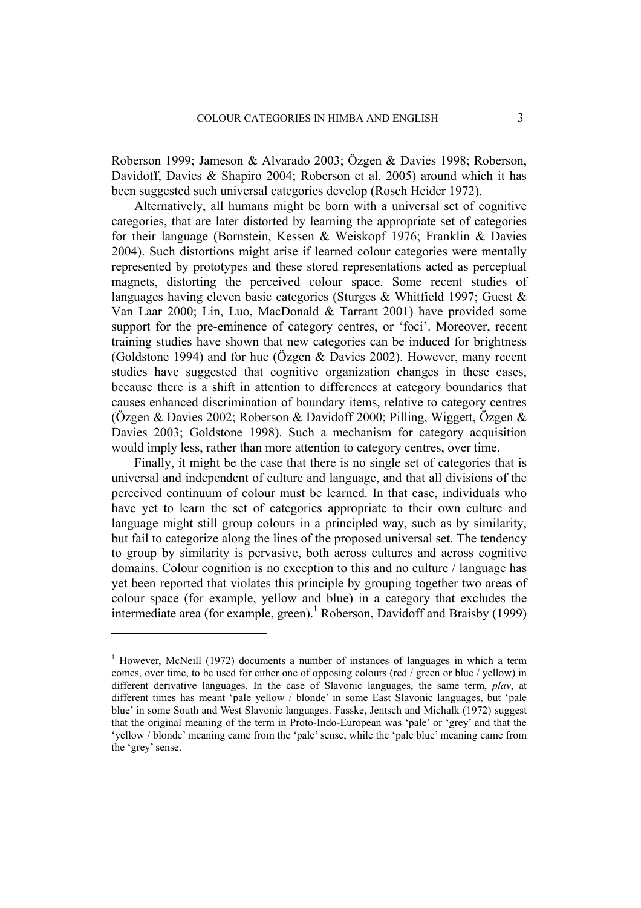Roberson 1999; Jameson & Alvarado 2003; Özgen & Davies 1998; Roberson, Davidoff, Davies & Shapiro 2004; Roberson et al. 2005) around which it has been suggested such universal categories develop (Rosch Heider 1972).

Alternatively, all humans might be born with a universal set of cognitive categories, that are later distorted by learning the appropriate set of categories for their language (Bornstein, Kessen & Weiskopf 1976; Franklin & Davies 2004). Such distortions might arise if learned colour categories were mentally represented by prototypes and these stored representations acted as perceptual magnets, distorting the perceived colour space. Some recent studies of languages having eleven basic categories (Sturges & Whitfield 1997; Guest & Van Laar 2000; Lin, Luo, MacDonald & Tarrant 2001) have provided some support for the pre-eminence of category centres, or 'foci'. Moreover, recent training studies have shown that new categories can be induced for brightness (Goldstone 1994) and for hue (Özgen & Davies 2002). However, many recent studies have suggested that cognitive organization changes in these cases, because there is a shift in attention to differences at category boundaries that causes enhanced discrimination of boundary items, relative to category centres (Özgen & Davies 2002; Roberson & Davidoff 2000; Pilling, Wiggett, Özgen & Davies 2003; Goldstone 1998). Such a mechanism for category acquisition would imply less, rather than more attention to category centres, over time.

Finally, it might be the case that there is no single set of categories that is universal and independent of culture and language, and that all divisions of the perceived continuum of colour must be learned. In that case, individuals who have yet to learn the set of categories appropriate to their own culture and language might still group colours in a principled way, such as by similarity, but fail to categorize along the lines of the proposed universal set. The tendency to group by similarity is pervasive, both across cultures and across cognitive domains. Colour cognition is no exception to this and no culture / language has yet been reported that violates this principle by grouping together two areas of colour space (for example, yellow and blue) in a category that excludes the intermediate area (for example, green).[1] Roberson, Davidoff and Braisby (1999)

[1] However, McNeill (1972) documents a number of instances of languages in which a term comes, over time, to be used for either one of opposing colours (red / green or blue / yellow) in different derivative languages. In the case of Slavonic languages, the same term, *plav*, at different times has meant 'pale yellow / blonde' in some East Slavonic languages, but 'pale blue' in some South and West Slavonic languages. Fasske, Jentsch and Michalk (1972) suggest that the original meaning of the term in Proto-Indo-European was 'pale' or 'grey' and that the 'yellow / blonde' meaning came from the 'pale' sense, while the 'pale blue' meaning came from the 'grey' sense.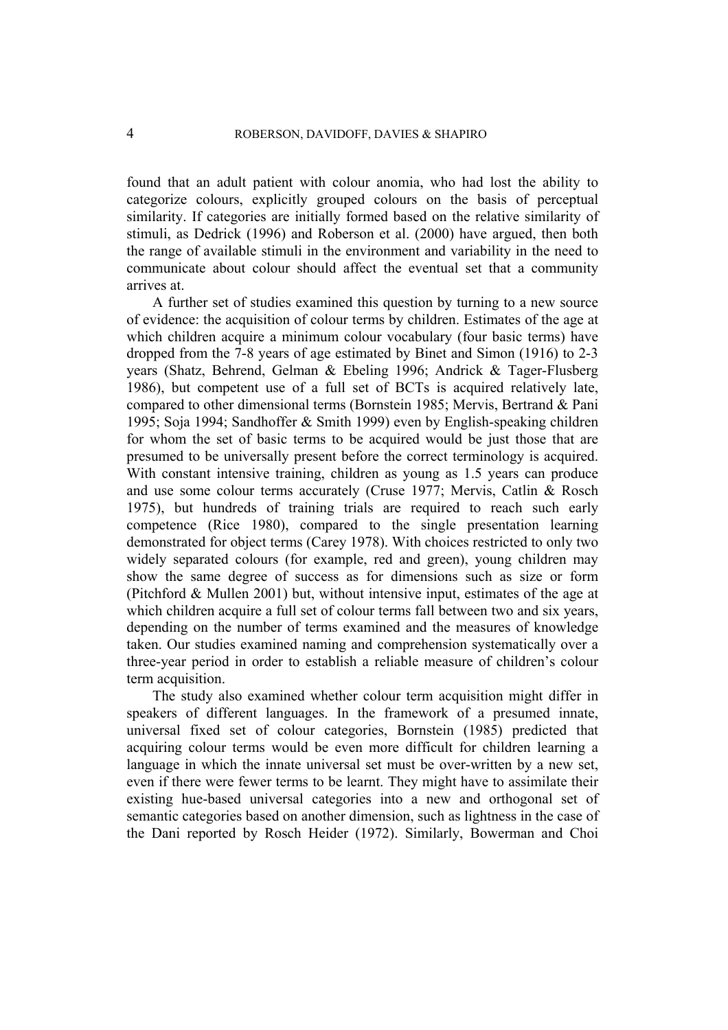found that an adult patient with colour anomia, who had lost the ability to categorize colours, explicitly grouped colours on the basis of perceptual similarity. If categories are initially formed based on the relative similarity of stimuli, as Dedrick (1996) and Roberson et al. (2000) have argued, then both the range of available stimuli in the environment and variability in the need to communicate about colour should affect the eventual set that a community arrives at.

A further set of studies examined this question by turning to a new source of evidence: the acquisition of colour terms by children. Estimates of the age at which children acquire a minimum colour vocabulary (four basic terms) have dropped from the 7-8 years of age estimated by Binet and Simon (1916) to 2-3 years (Shatz, Behrend, Gelman & Ebeling 1996; Andrick & Tager-Flusberg 1986), but competent use of a full set of BCTs is acquired relatively late, compared to other dimensional terms (Bornstein 1985; Mervis, Bertrand & Pani 1995; Soja 1994; Sandhoffer & Smith 1999) even by English-speaking children for whom the set of basic terms to be acquired would be just those that are presumed to be universally present before the correct terminology is acquired. With constant intensive training, children as young as 1.5 years can produce and use some colour terms accurately (Cruse 1977; Mervis, Catlin & Rosch 1975), but hundreds of training trials are required to reach such early competence (Rice 1980), compared to the single presentation learning demonstrated for object terms (Carey 1978). With choices restricted to only two widely separated colours (for example, red and green), young children may show the same degree of success as for dimensions such as size or form (Pitchford & Mullen 2001) but, without intensive input, estimates of the age at which children acquire a full set of colour terms fall between two and six years, depending on the number of terms examined and the measures of knowledge taken. Our studies examined naming and comprehension systematically over a three-year period in order to establish a reliable measure of children's colour term acquisition.

The study also examined whether colour term acquisition might differ in speakers of different languages. In the framework of a presumed innate, universal fixed set of colour categories, Bornstein (1985) predicted that acquiring colour terms would be even more difficult for children learning a language in which the innate universal set must be over-written by a new set, even if there were fewer terms to be learnt. They might have to assimilate their existing hue-based universal categories into a new and orthogonal set of semantic categories based on another dimension, such as lightness in the case of the Dani reported by Rosch Heider (1972). Similarly, Bowerman and Choi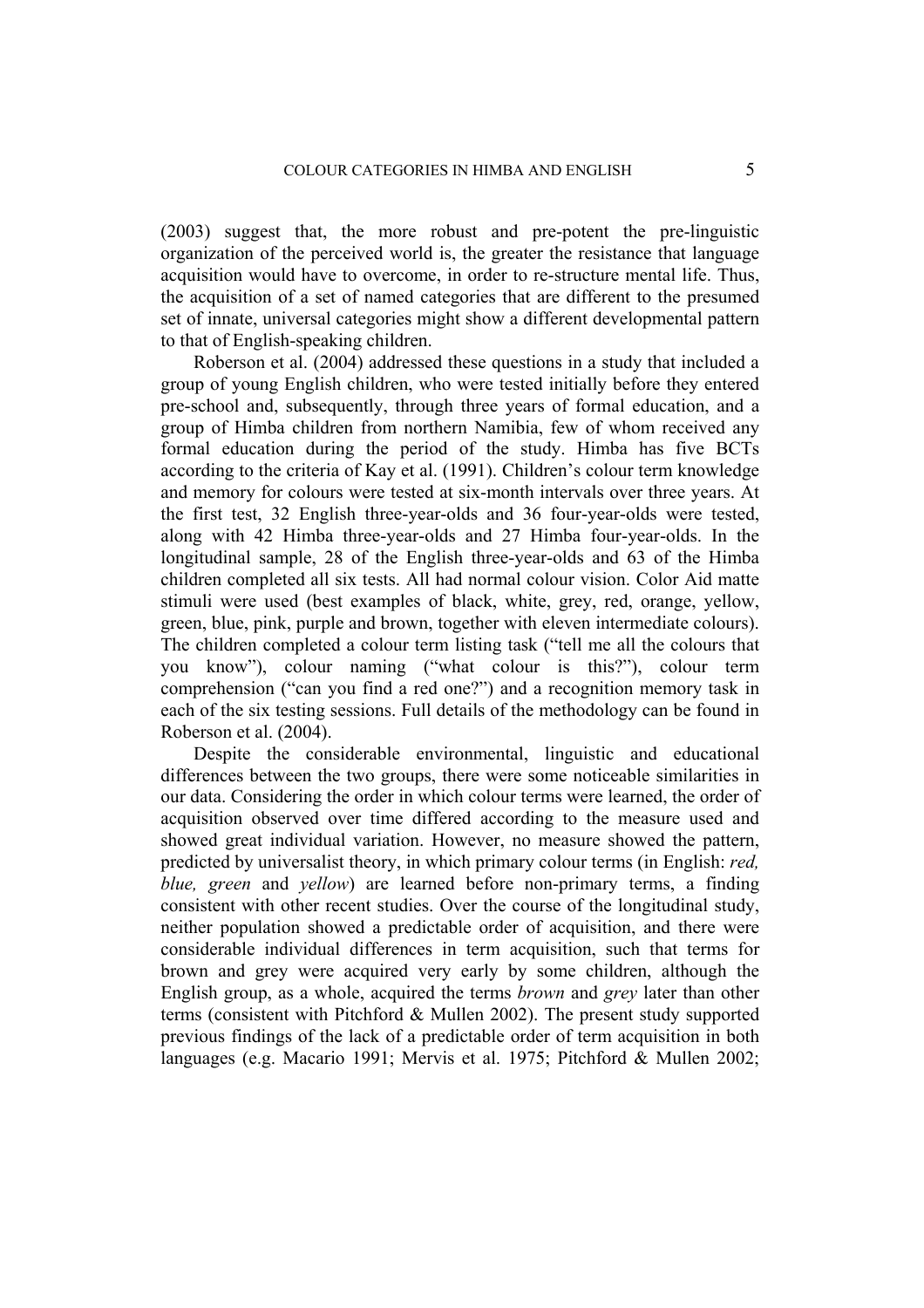(2003) suggest that, the more robust and pre-potent the pre-linguistic organization of the perceived world is, the greater the resistance that language acquisition would have to overcome, in order to re-structure mental life. Thus, the acquisition of a set of named categories that are different to the presumed set of innate, universal categories might show a different developmental pattern to that of English-speaking children.

Roberson et al. (2004) addressed these questions in a study that included a group of young English children, who were tested initially before they entered pre-school and, subsequently, through three years of formal education, and a group of Himba children from northern Namibia, few of whom received any formal education during the period of the study. Himba has five BCTs according to the criteria of Kay et al. (1991). Children's colour term knowledge and memory for colours were tested at six-month intervals over three years. At the first test, 32 English three-year-olds and 36 four-year-olds were tested, along with 42 Himba three-year-olds and 27 Himba four-year-olds. In the longitudinal sample, 28 of the English three-year-olds and 63 of the Himba children completed all six tests. All had normal colour vision. Color Aid matte stimuli were used (best examples of black, white, grey, red, orange, yellow, green, blue, pink, purple and brown, together with eleven intermediate colours). The children completed a colour term listing task ("tell me all the colours that you know"), colour naming ("what colour is this?"), colour term comprehension ("can you find a red one?") and a recognition memory task in each of the six testing sessions. Full details of the methodology can be found in Roberson et al. (2004).

Despite the considerable environmental, linguistic and educational differences between the two groups, there were some noticeable similarities in our data. Considering the order in which colour terms were learned, the order of acquisition observed over time differed according to the measure used and showed great individual variation. However, no measure showed the pattern, predicted by universalist theory, in which primary colour terms (in English: *red, blue, green* and *yellow*) are learned before non-primary terms, a finding consistent with other recent studies. Over the course of the longitudinal study, neither population showed a predictable order of acquisition, and there were considerable individual differences in term acquisition, such that terms for brown and grey were acquired very early by some children, although the English group, as a whole, acquired the terms *brown* and *grey* later than other terms (consistent with Pitchford & Mullen 2002). The present study supported previous findings of the lack of a predictable order of term acquisition in both languages (e.g. Macario 1991; Mervis et al. 1975; Pitchford & Mullen 2002;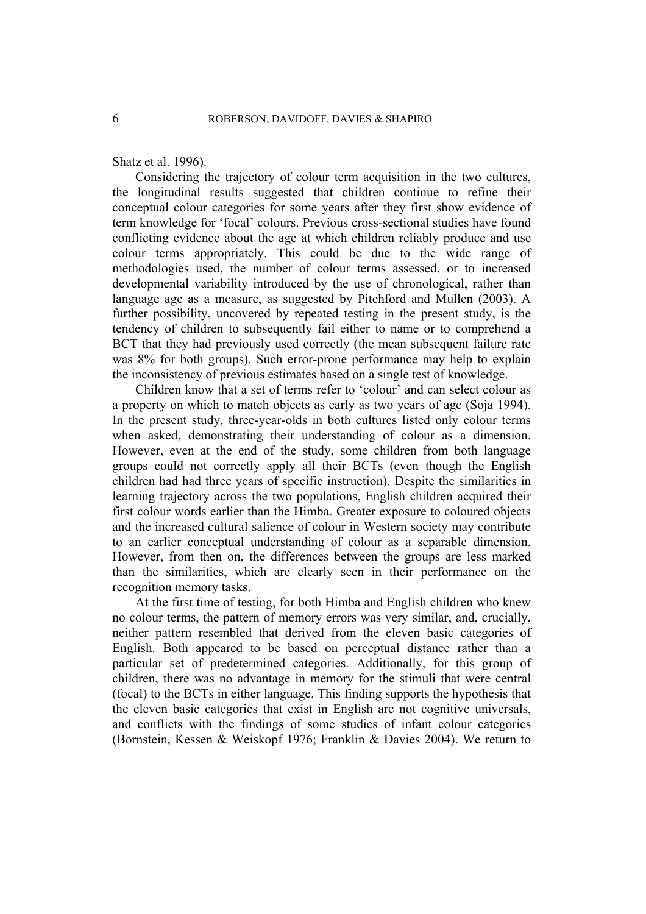Shatz et al. 1996).

Considering the trajectory of colour term acquisition in the two cultures, the longitudinal results suggested that children continue to refine their conceptual colour categories for some years after they first show evidence of term knowledge for 'focal' colours. Previous cross-sectional studies have found conflicting evidence about the age at which children reliably produce and use colour terms appropriately. This could be due to the wide range of methodologies used, the number of colour terms assessed, or to increased developmental variability introduced by the use of chronological, rather than language age as a measure, as suggested by Pitchford and Mullen (2003). A further possibility, uncovered by repeated testing in the present study, is the tendency of children to subsequently fail either to name or to comprehend a BCT that they had previously used correctly (the mean subsequent failure rate was 8% for both groups). Such error-prone performance may help to explain the inconsistency of previous estimates based on a single test of knowledge.

Children know that a set of terms refer to 'colour' and can select colour as a property on which to match objects as early as two years of age (Soja 1994). In the present study, three-year-olds in both cultures listed only colour terms when asked, demonstrating their understanding of colour as a dimension. However, even at the end of the study, some children from both language groups could not correctly apply all their BCTs (even though the English children had had three years of specific instruction). Despite the similarities in learning trajectory across the two populations, English children acquired their first colour words earlier than the Himba. Greater exposure to coloured objects and the increased cultural salience of colour in Western society may contribute to an earlier conceptual understanding of colour as a separable dimension. However, from then on, the differences between the groups are less marked than the similarities, which are clearly seen in their performance on the recognition memory tasks.

At the first time of testing, for both Himba and English children who knew no colour terms, the pattern of memory errors was very similar, and, crucially, neither pattern resembled that derived from the eleven basic categories of English. Both appeared to be based on perceptual distance rather than a particular set of predetermined categories. Additionally, for this group of children, there was no advantage in memory for the stimuli that were central (focal) to the BCTs in either language. This finding supports the hypothesis that the eleven basic categories that exist in English are not cognitive universals, and conflicts with the findings of some studies of infant colour categories (Bornstein, Kessen & Weiskopf 1976; Franklin & Davies 2004). We return to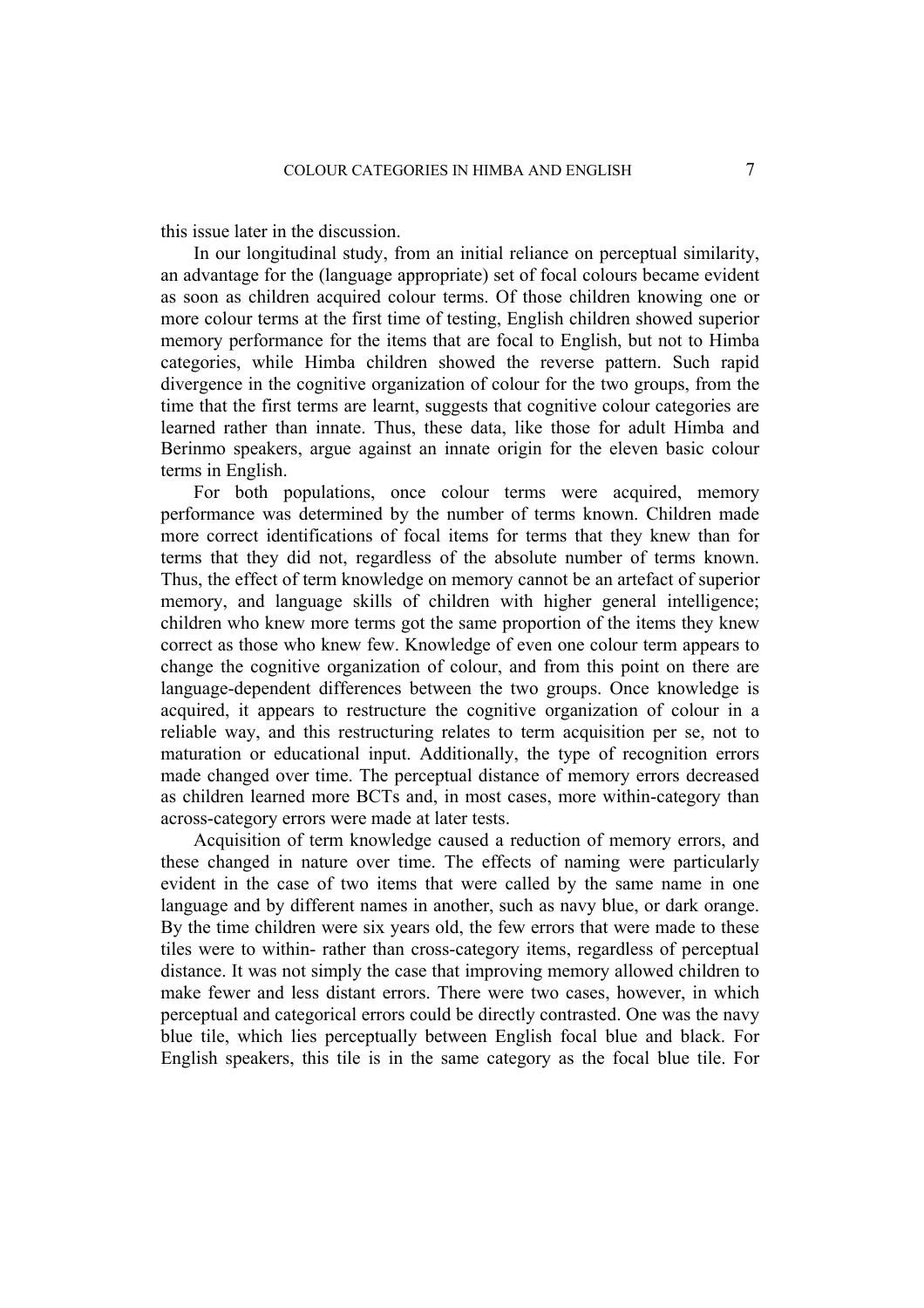this issue later in the discussion.

In our longitudinal study, from an initial reliance on perceptual similarity, an advantage for the (language appropriate) set of focal colours became evident as soon as children acquired colour terms. Of those children knowing one or more colour terms at the first time of testing, English children showed superior memory performance for the items that are focal to English, but not to Himba categories, while Himba children showed the reverse pattern. Such rapid divergence in the cognitive organization of colour for the two groups, from the time that the first terms are learnt, suggests that cognitive colour categories are learned rather than innate. Thus, these data, like those for adult Himba and Berinmo speakers, argue against an innate origin for the eleven basic colour terms in English.

For both populations, once colour terms were acquired, memory performance was determined by the number of terms known. Children made more correct identifications of focal items for terms that they knew than for terms that they did not, regardless of the absolute number of terms known. Thus, the effect of term knowledge on memory cannot be an artefact of superior memory, and language skills of children with higher general intelligence; children who knew more terms got the same proportion of the items they knew correct as those who knew few. Knowledge of even one colour term appears to change the cognitive organization of colour, and from this point on there are language-dependent differences between the two groups. Once knowledge is acquired, it appears to restructure the cognitive organization of colour in a reliable way, and this restructuring relates to term acquisition per se, not to maturation or educational input. Additionally, the type of recognition errors made changed over time. The perceptual distance of memory errors decreased as children learned more BCTs and, in most cases, more within-category than across-category errors were made at later tests.

Acquisition of term knowledge caused a reduction of memory errors, and these changed in nature over time. The effects of naming were particularly evident in the case of two items that were called by the same name in one language and by different names in another, such as navy blue, or dark orange. By the time children were six years old, the few errors that were made to these tiles were to within- rather than cross-category items, regardless of perceptual distance. It was not simply the case that improving memory allowed children to make fewer and less distant errors. There were two cases, however, in which perceptual and categorical errors could be directly contrasted. One was the navy blue tile, which lies perceptually between English focal blue and black. For English speakers, this tile is in the same category as the focal blue tile. For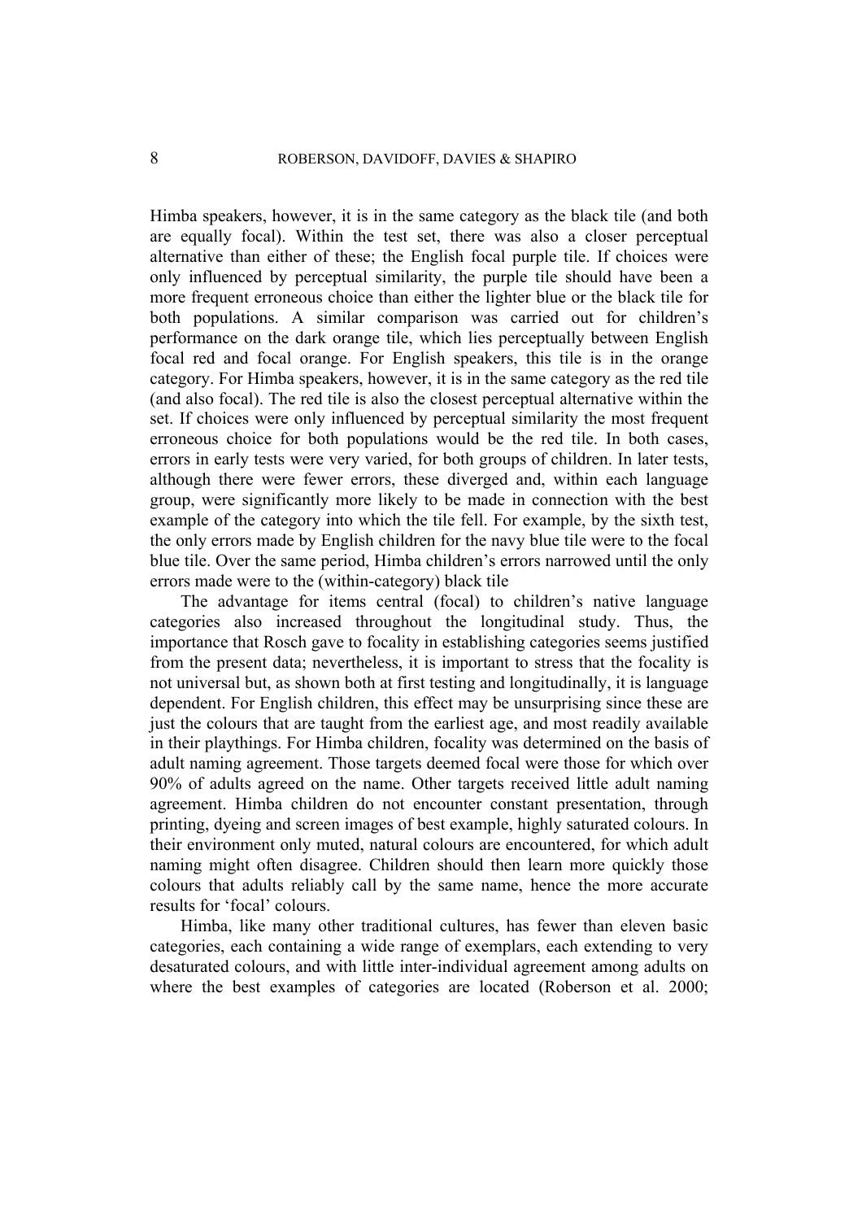Himba speakers, however, it is in the same category as the black tile (and both are equally focal). Within the test set, there was also a closer perceptual alternative than either of these; the English focal purple tile. If choices were only influenced by perceptual similarity, the purple tile should have been a more frequent erroneous choice than either the lighter blue or the black tile for both populations. A similar comparison was carried out for children's performance on the dark orange tile, which lies perceptually between English focal red and focal orange. For English speakers, this tile is in the orange category. For Himba speakers, however, it is in the same category as the red tile (and also focal). The red tile is also the closest perceptual alternative within the set. If choices were only influenced by perceptual similarity the most frequent erroneous choice for both populations would be the red tile. In both cases, errors in early tests were very varied, for both groups of children. In later tests, although there were fewer errors, these diverged and, within each language group, were significantly more likely to be made in connection with the best example of the category into which the tile fell. For example, by the sixth test, the only errors made by English children for the navy blue tile were to the focal blue tile. Over the same period, Himba children's errors narrowed until the only errors made were to the (within-category) black tile

The advantage for items central (focal) to children's native language categories also increased throughout the longitudinal study. Thus, the importance that Rosch gave to focality in establishing categories seems justified from the present data; nevertheless, it is important to stress that the focality is not universal but, as shown both at first testing and longitudinally, it is language dependent. For English children, this effect may be unsurprising since these are just the colours that are taught from the earliest age, and most readily available in their playthings. For Himba children, focality was determined on the basis of adult naming agreement. Those targets deemed focal were those for which over 90% of adults agreed on the name. Other targets received little adult naming agreement. Himba children do not encounter constant presentation, through printing, dyeing and screen images of best example, highly saturated colours. In their environment only muted, natural colours are encountered, for which adult naming might often disagree. Children should then learn more quickly those colours that adults reliably call by the same name, hence the more accurate results for 'focal' colours.

Himba, like many other traditional cultures, has fewer than eleven basic categories, each containing a wide range of exemplars, each extending to very desaturated colours, and with little inter-individual agreement among adults on where the best examples of categories are located (Roberson et al. 2000;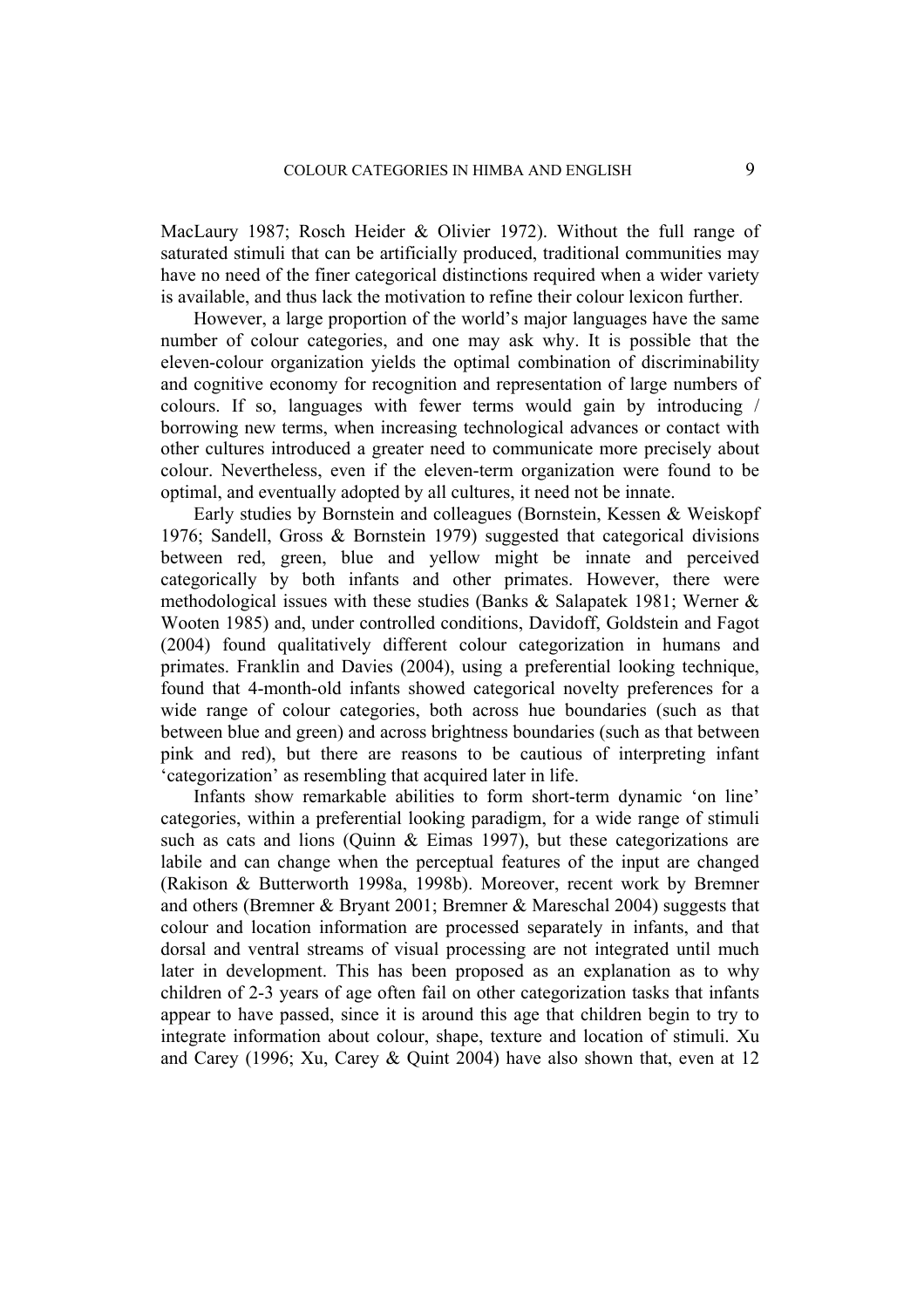MacLaury 1987; Rosch Heider & Olivier 1972). Without the full range of saturated stimuli that can be artificially produced, traditional communities may have no need of the finer categorical distinctions required when a wider variety is available, and thus lack the motivation to refine their colour lexicon further.

However, a large proportion of the world's major languages have the same number of colour categories, and one may ask why. It is possible that the eleven-colour organization yields the optimal combination of discriminability and cognitive economy for recognition and representation of large numbers of colours. If so, languages with fewer terms would gain by introducing / borrowing new terms, when increasing technological advances or contact with other cultures introduced a greater need to communicate more precisely about colour. Nevertheless, even if the eleven-term organization were found to be optimal, and eventually adopted by all cultures, it need not be innate.

Early studies by Bornstein and colleagues (Bornstein, Kessen & Weiskopf 1976; Sandell, Gross & Bornstein 1979) suggested that categorical divisions between red, green, blue and yellow might be innate and perceived categorically by both infants and other primates. However, there were methodological issues with these studies (Banks & Salapatek 1981; Werner & Wooten 1985) and, under controlled conditions, Davidoff, Goldstein and Fagot (2004) found qualitatively different colour categorization in humans and primates. Franklin and Davies (2004), using a preferential looking technique, found that 4-month-old infants showed categorical novelty preferences for a wide range of colour categories, both across hue boundaries (such as that between blue and green) and across brightness boundaries (such as that between pink and red), but there are reasons to be cautious of interpreting infant 'categorization' as resembling that acquired later in life.

Infants show remarkable abilities to form short-term dynamic 'on line' categories, within a preferential looking paradigm, for a wide range of stimuli such as cats and lions (Quinn & Eimas 1997), but these categorizations are labile and can change when the perceptual features of the input are changed (Rakison & Butterworth 1998a, 1998b). Moreover, recent work by Bremner and others (Bremner & Bryant 2001; Bremner & Mareschal 2004) suggests that colour and location information are processed separately in infants, and that dorsal and ventral streams of visual processing are not integrated until much later in development. This has been proposed as an explanation as to why children of 2-3 years of age often fail on other categorization tasks that infants appear to have passed, since it is around this age that children begin to try to integrate information about colour, shape, texture and location of stimuli. Xu and Carey (1996; Xu, Carey & Quint 2004) have also shown that, even at 12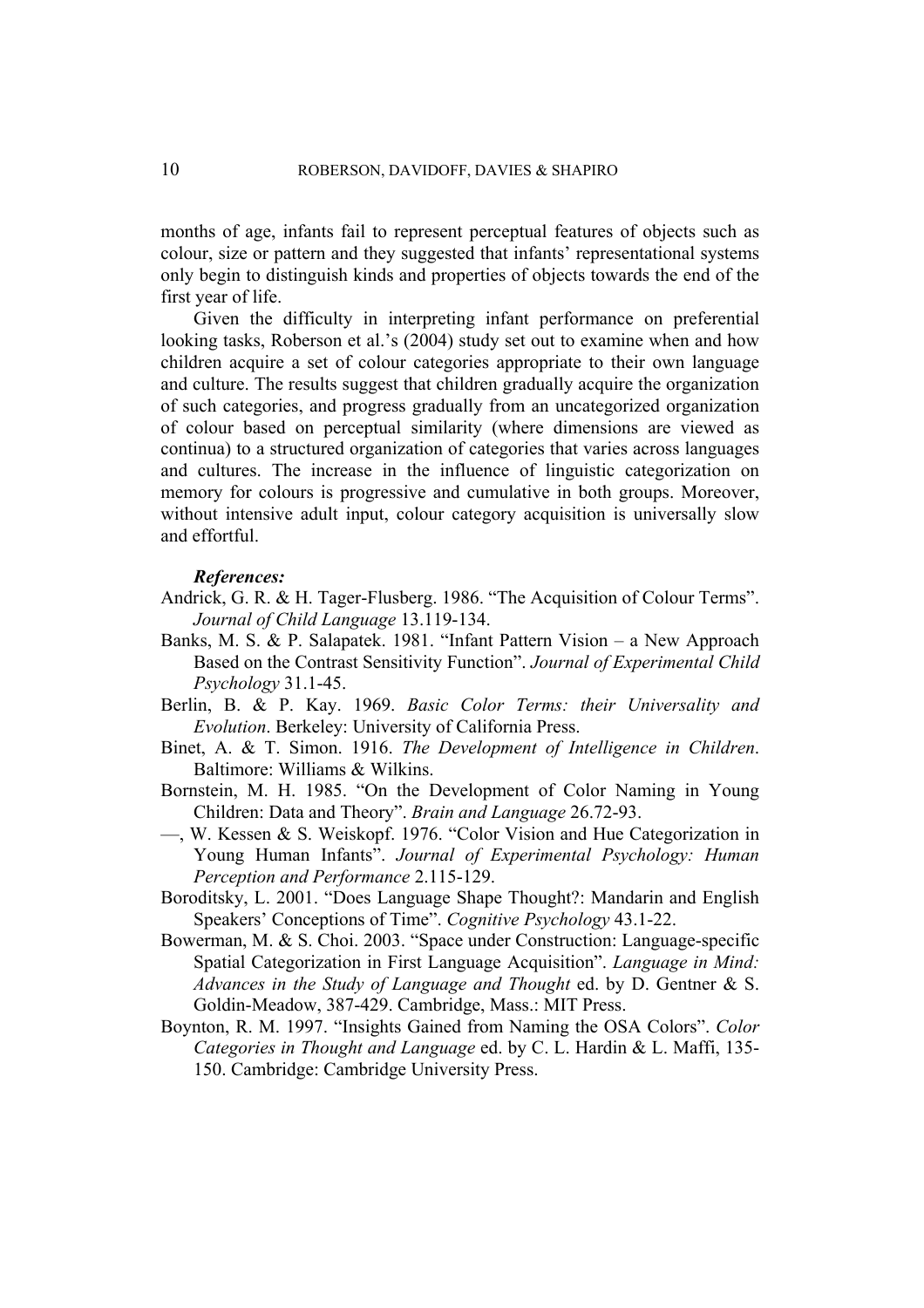months of age, infants fail to represent perceptual features of objects such as colour, size or pattern and they suggested that infants' representational systems only begin to distinguish kinds and properties of objects towards the end of the first year of life.

Given the difficulty in interpreting infant performance on preferential looking tasks, Roberson et al.'s (2004) study set out to examine when and how children acquire a set of colour categories appropriate to their own language and culture. The results suggest that children gradually acquire the organization of such categories, and progress gradually from an uncategorized organization of colour based on perceptual similarity (where dimensions are viewed as continua) to a structured organization of categories that varies across languages and cultures. The increase in the influence of linguistic categorization on memory for colours is progressive and cumulative in both groups. Moreover, without intensive adult input, colour category acquisition is universally slow and effortful.

***References:***

Andrick, G. R. & H. Tager-Flusberg. 1986. "The Acquisition of Colour Terms". *Journal of Child Language* 13.119-134.

Banks, M. S. & P. Salapatek. 1981. "Infant Pattern Vision – a New Approach Based on the Contrast Sensitivity Function". *Journal of Experimental Child Psychology* 31.1-45.

Berlin, B. & P. Kay. 1969. *Basic Color Terms: their Universality and Evolution*. Berkeley: University of California Press.

Binet, A. & T. Simon. 1916. *The Development of Intelligence in Children*. Baltimore: Williams & Wilkins.

Bornstein, M. H. 1985. "On the Development of Color Naming in Young Children: Data and Theory". *Brain and Language* 26.72-93.

—, W. Kessen & S. Weiskopf. 1976. "Color Vision and Hue Categorization in Young Human Infants". *Journal of Experimental Psychology: Human Perception and Performance* 2.115-129.

Boroditsky, L. 2001. "Does Language Shape Thought?: Mandarin and English Speakers' Conceptions of Time". *Cognitive Psychology* 43.1-22.

Bowerman, M. & S. Choi. 2003. "Space under Construction: Language-specific Spatial Categorization in First Language Acquisition". *Language in Mind: Advances in the Study of Language and Thought* ed. by D. Gentner & S. Goldin-Meadow, 387-429. Cambridge, Mass.: MIT Press.

Boynton, R. M. 1997. "Insights Gained from Naming the OSA Colors". *Color Categories in Thought and Language* ed. by C. L. Hardin & L. Maffi, 135-150. Cambridge: Cambridge University Press.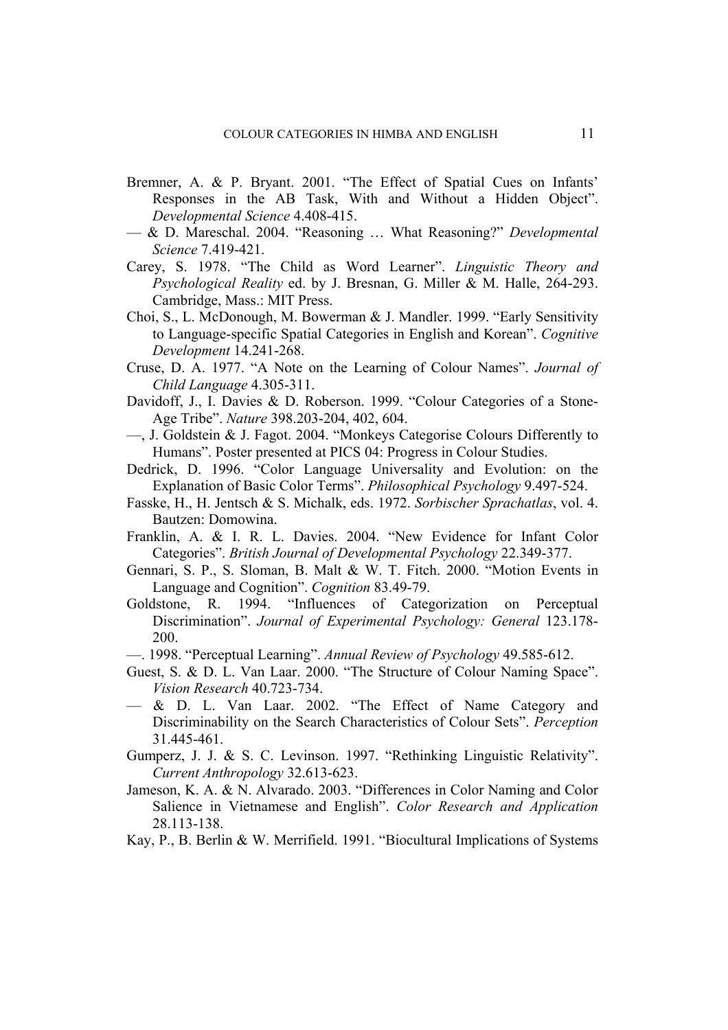Bremner, A. & P. Bryant. 2001. “The Effect of Spatial Cues on Infants’ Responses in the AB Task, With and Without a Hidden Object”. *Developmental Science* 4.408-415.

— & D. Mareschal. 2004. “Reasoning … What Reasoning?” *Developmental Science* 7.419-421.

Carey, S. 1978. “The Child as Word Learner”. *Linguistic Theory and Psychological Reality* ed. by J. Bresnan, G. Miller & M. Halle, 264-293. Cambridge, Mass.: MIT Press.

Choi, S., L. McDonough, M. Bowerman & J. Mandler. 1999. “Early Sensitivity to Language-specific Spatial Categories in English and Korean”. *Cognitive Development* 14.241-268.

Cruse, D. A. 1977. “A Note on the Learning of Colour Names”. *Journal of Child Language* 4.305-311.

Davidoff, J., I. Davies & D. Roberson. 1999. “Colour Categories of a Stone-Age Tribe”. *Nature* 398.203-204, 402, 604.

—, J. Goldstein & J. Fagot. 2004. “Monkeys Categorise Colours Differently to Humans”. Poster presented at PICS 04: Progress in Colour Studies.

Dedrick, D. 1996. “Color Language Universality and Evolution: on the Explanation of Basic Color Terms”. *Philosophical Psychology* 9.497-524.

Fasske, H., H. Jentsch & S. Michalk, eds. 1972. *Sorbischer Sprachatlas*, vol. 4. Bautzen: Domowina.

Franklin, A. & I. R. L. Davies. 2004. “New Evidence for Infant Color Categories”. *British Journal of Developmental Psychology* 22.349-377.

Gennari, S. P., S. Sloman, B. Malt & W. T. Fitch. 2000. “Motion Events in Language and Cognition”. *Cognition* 83.49-79.

Goldstone, R. 1994. “Influences of Categorization on Perceptual Discrimination”. *Journal of Experimental Psychology: General* 123.178-200.

—. 1998. “Perceptual Learning”. *Annual Review of Psychology* 49.585-612.

Guest, S. & D. L. Van Laar. 2000. “The Structure of Colour Naming Space”. *Vision Research* 40.723-734.

— & D. L. Van Laar. 2002. “The Effect of Name Category and Discriminability on the Search Characteristics of Colour Sets”. *Perception* 31.445-461.

Gumperz, J. J. & S. C. Levinson. 1997. “Rethinking Linguistic Relativity”. *Current Anthropology* 32.613-623.

Jameson, K. A. & N. Alvarado. 2003. “Differences in Color Naming and Color Salience in Vietnamese and English”. *Color Research and Application* 28.113-138.

Kay, P., B. Berlin & W. Merrifield. 1991. “Biocultural Implications of Systems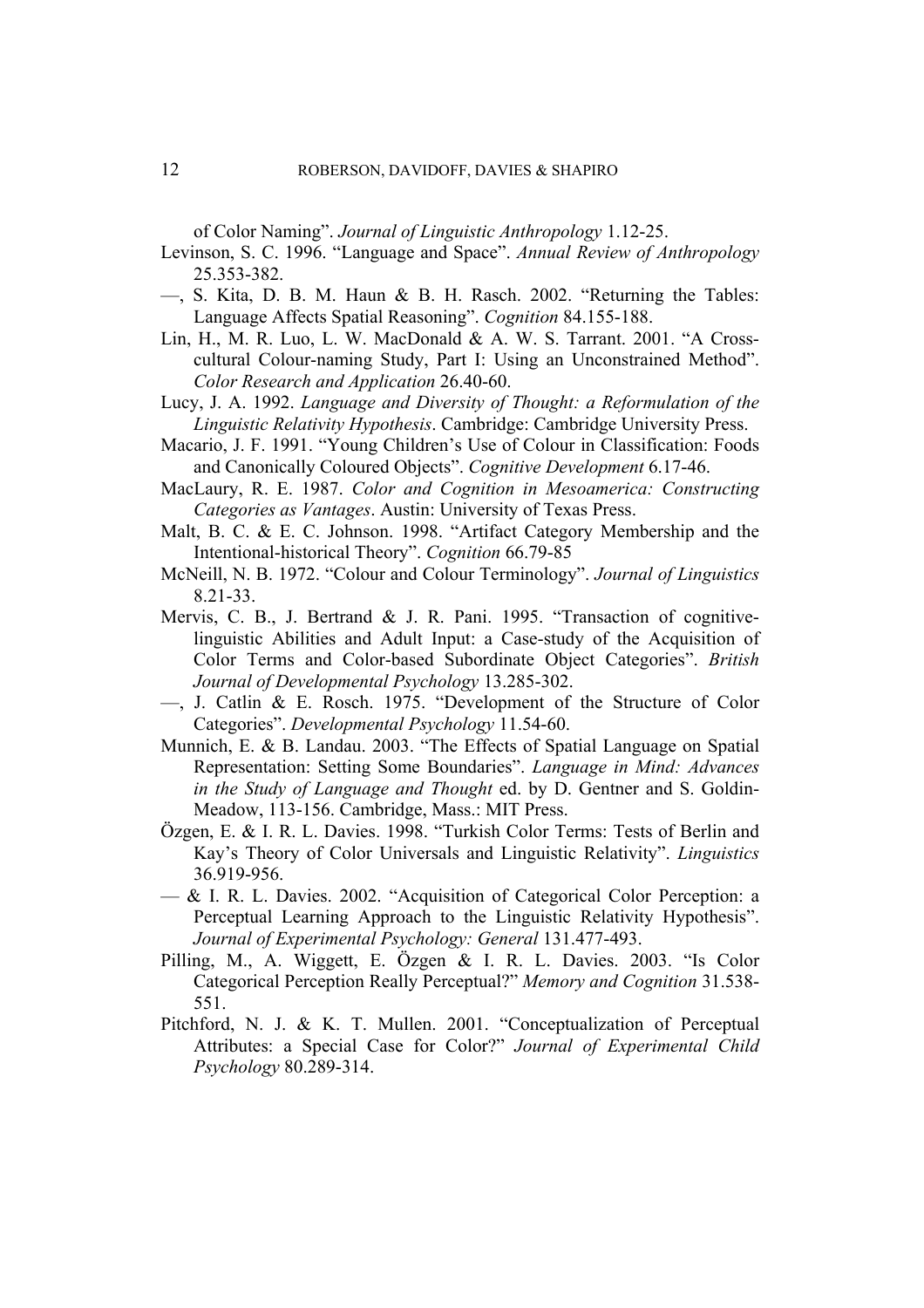of Color Naming". *Journal of Linguistic Anthropology* 1.12-25.

Levinson, S. C. 1996. "Language and Space". *Annual Review of Anthropology* 25.353-382.

—, S. Kita, D. B. M. Haun & B. H. Rasch. 2002. "Returning the Tables: Language Affects Spatial Reasoning". *Cognition* 84.155-188.

Lin, H., M. R. Luo, L. W. MacDonald & A. W. S. Tarrant. 2001. "A Cross-cultural Colour-naming Study, Part I: Using an Unconstrained Method". *Color Research and Application* 26.40-60.

Lucy, J. A. 1992. *Language and Diversity of Thought: a Reformulation of the Linguistic Relativity Hypothesis*. Cambridge: Cambridge University Press.

Macario, J. F. 1991. "Young Children's Use of Colour in Classification: Foods and Canonically Coloured Objects". *Cognitive Development* 6.17-46.

MacLaury, R. E. 1987. *Color and Cognition in Mesoamerica: Constructing Categories as Vantages*. Austin: University of Texas Press.

Malt, B. C. & E. C. Johnson. 1998. "Artifact Category Membership and the Intentional-historical Theory". *Cognition* 66.79-85

McNeill, N. B. 1972. "Colour and Colour Terminology". *Journal of Linguistics* 8.21-33.

Mervis, C. B., J. Bertrand & J. R. Pani. 1995. "Transaction of cognitive-linguistic Abilities and Adult Input: a Case-study of the Acquisition of Color Terms and Color-based Subordinate Object Categories". *British Journal of Developmental Psychology* 13.285-302.

—, J. Catlin & E. Rosch. 1975. "Development of the Structure of Color Categories". *Developmental Psychology* 11.54-60.

Munnich, E. & B. Landau. 2003. "The Effects of Spatial Language on Spatial Representation: Setting Some Boundaries". *Language in Mind: Advances in the Study of Language and Thought* ed. by D. Gentner and S. Goldin-Meadow, 113-156. Cambridge, Mass.: MIT Press.

Özgen, E. & I. R. L. Davies. 1998. "Turkish Color Terms: Tests of Berlin and Kay's Theory of Color Universals and Linguistic Relativity". *Linguistics* 36.919-956.

— & I. R. L. Davies. 2002. "Acquisition of Categorical Color Perception: a Perceptual Learning Approach to the Linguistic Relativity Hypothesis". *Journal of Experimental Psychology: General* 131.477-493.

Pilling, M., A. Wiggett, E. Özgen & I. R. L. Davies. 2003. "Is Color Categorical Perception Really Perceptual?" *Memory and Cognition* 31.538-551.

Pitchford, N. J. & K. T. Mullen. 2001. "Conceptualization of Perceptual Attributes: a Special Case for Color?" *Journal of Experimental Child Psychology* 80.289-314.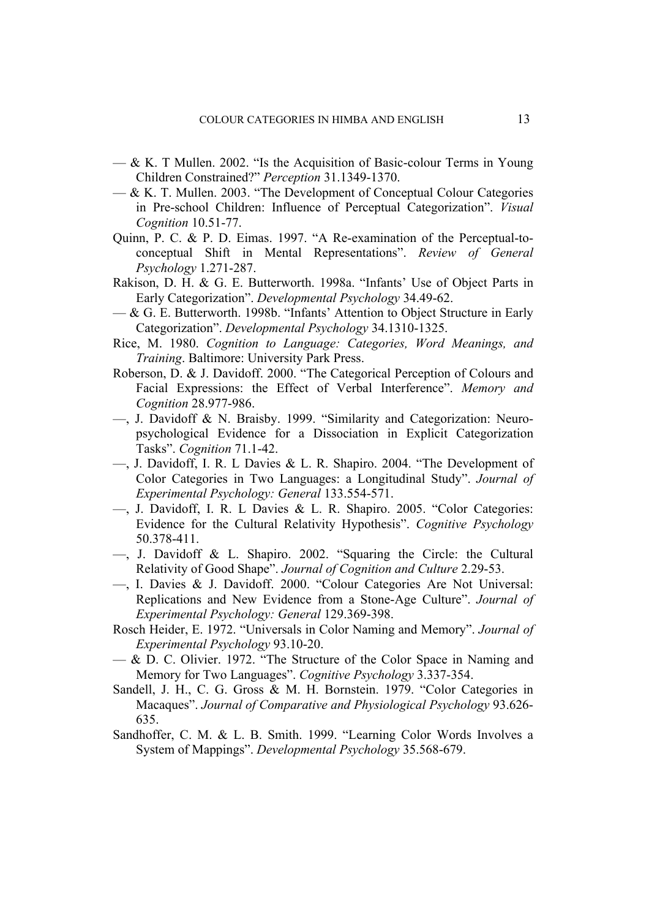— & K. T Mullen. 2002. "Is the Acquisition of Basic-colour Terms in Young Children Constrained?" *Perception* 31.1349-1370.

— & K. T. Mullen. 2003. "The Development of Conceptual Colour Categories in Pre-school Children: Influence of Perceptual Categorization". *Visual Cognition* 10.51-77.

Quinn, P. C. & P. D. Eimas. 1997. "A Re-examination of the Perceptual-to-conceptual Shift in Mental Representations". *Review of General Psychology* 1.271-287.

Rakison, D. H. & G. E. Butterworth. 1998a. "Infants' Use of Object Parts in Early Categorization". *Developmental Psychology* 34.49-62.

— & G. E. Butterworth. 1998b. "Infants' Attention to Object Structure in Early Categorization". *Developmental Psychology* 34.1310-1325.

Rice, M. 1980. *Cognition to Language: Categories, Word Meanings, and Training*. Baltimore: University Park Press.

Roberson, D. & J. Davidoff. 2000. "The Categorical Perception of Colours and Facial Expressions: the Effect of Verbal Interference". *Memory and Cognition* 28.977-986.

—, J. Davidoff & N. Braisby. 1999. "Similarity and Categorization: Neuro-psychological Evidence for a Dissociation in Explicit Categorization Tasks". *Cognition* 71.1-42.

—, J. Davidoff, I. R. L Davies & L. R. Shapiro. 2004. "The Development of Color Categories in Two Languages: a Longitudinal Study". *Journal of Experimental Psychology: General* 133.554-571.

—, J. Davidoff, I. R. L Davies & L. R. Shapiro. 2005. "Color Categories: Evidence for the Cultural Relativity Hypothesis". *Cognitive Psychology* 50.378-411.

—, J. Davidoff & L. Shapiro. 2002. "Squaring the Circle: the Cultural Relativity of Good Shape". *Journal of Cognition and Culture* 2.29-53.

—, I. Davies & J. Davidoff. 2000. "Colour Categories Are Not Universal: Replications and New Evidence from a Stone-Age Culture". *Journal of Experimental Psychology: General* 129.369-398.

Rosch Heider, E. 1972. "Universals in Color Naming and Memory". *Journal of Experimental Psychology* 93.10-20.

— & D. C. Olivier. 1972. "The Structure of the Color Space in Naming and Memory for Two Languages". *Cognitive Psychology* 3.337-354.

Sandell, J. H., C. G. Gross & M. H. Bornstein. 1979. "Color Categories in Macaques". *Journal of Comparative and Physiological Psychology* 93.626-635.

Sandhoffer, C. M. & L. B. Smith. 1999. "Learning Color Words Involves a System of Mappings". *Developmental Psychology* 35.568-679.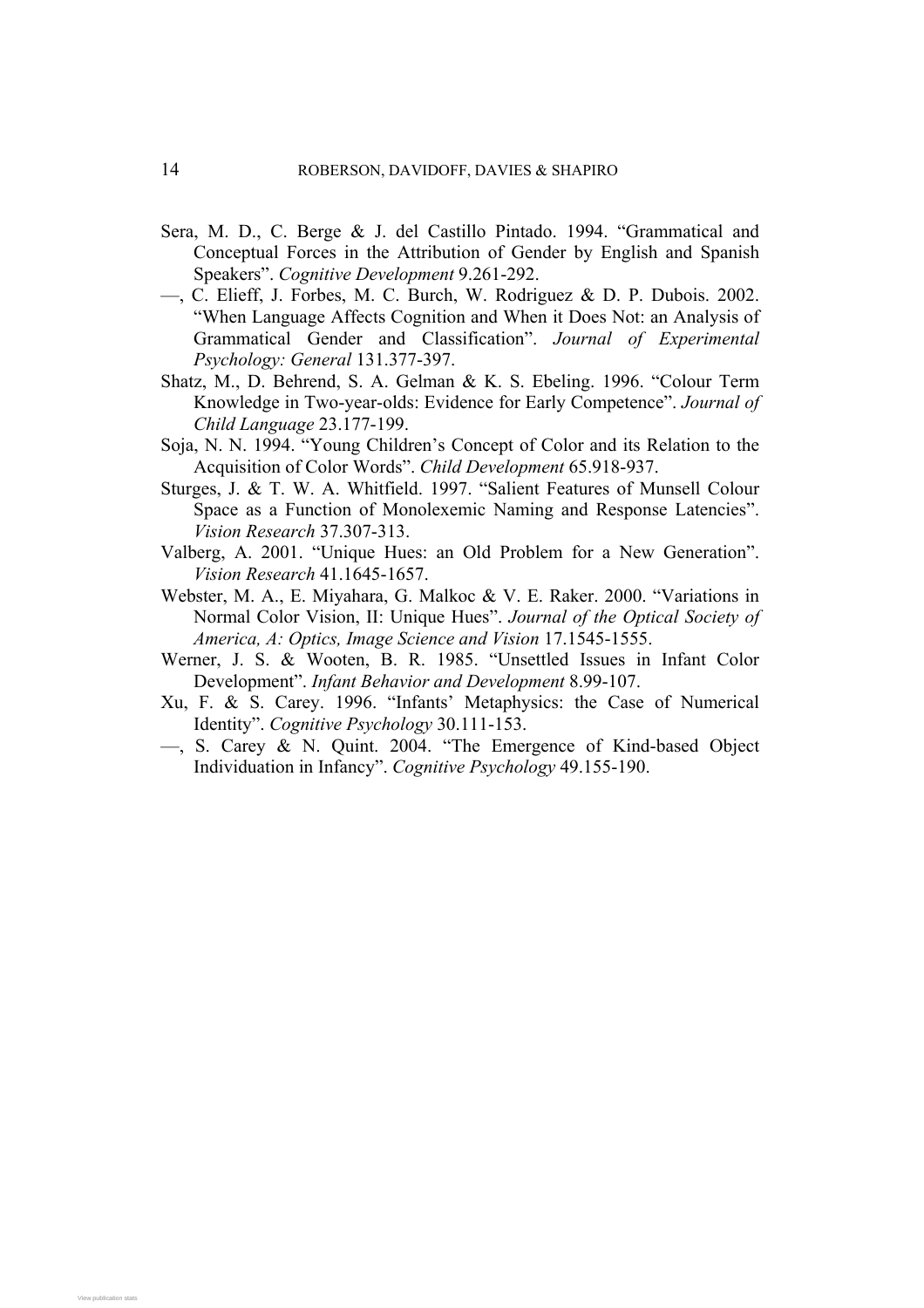Sera, M. D., C. Berge & J. del Castillo Pintado. 1994. "Grammatical and Conceptual Forces in the Attribution of Gender by English and Spanish Speakers". *Cognitive Development* 9.261-292.

—, C. Elieff, J. Forbes, M. C. Burch, W. Rodriguez & D. P. Dubois. 2002. "When Language Affects Cognition and When it Does Not: an Analysis of Grammatical Gender and Classification". *Journal of Experimental Psychology: General* 131.377-397.

Shatz, M., D. Behrend, S. A. Gelman & K. S. Ebeling. 1996. "Colour Term Knowledge in Two-year-olds: Evidence for Early Competence". *Journal of Child Language* 23.177-199.

Soja, N. N. 1994. "Young Children's Concept of Color and its Relation to the Acquisition of Color Words". *Child Development* 65.918-937.

Sturges, J. & T. W. A. Whitfield. 1997. "Salient Features of Munsell Colour Space as a Function of Monolexemic Naming and Response Latencies". *Vision Research* 37.307-313.

Valberg, A. 2001. "Unique Hues: an Old Problem for a New Generation". *Vision Research* 41.1645-1657.

Webster, M. A., E. Miyahara, G. Malkoc & V. E. Raker. 2000. "Variations in Normal Color Vision, II: Unique Hues". *Journal of the Optical Society of America, A: Optics, Image Science and Vision* 17.1545-1555.

Werner, J. S. & Wooten, B. R. 1985. "Unsettled Issues in Infant Color Development". *Infant Behavior and Development* 8.99-107.

Xu, F. & S. Carey. 1996. "Infants' Metaphysics: the Case of Numerical Identity". *Cognitive Psychology* 30.111-153.

—, S. Carey & N. Quint. 2004. "The Emergence of Kind-based Object Individuation in Infancy". *Cognitive Psychology* 49.155-190.